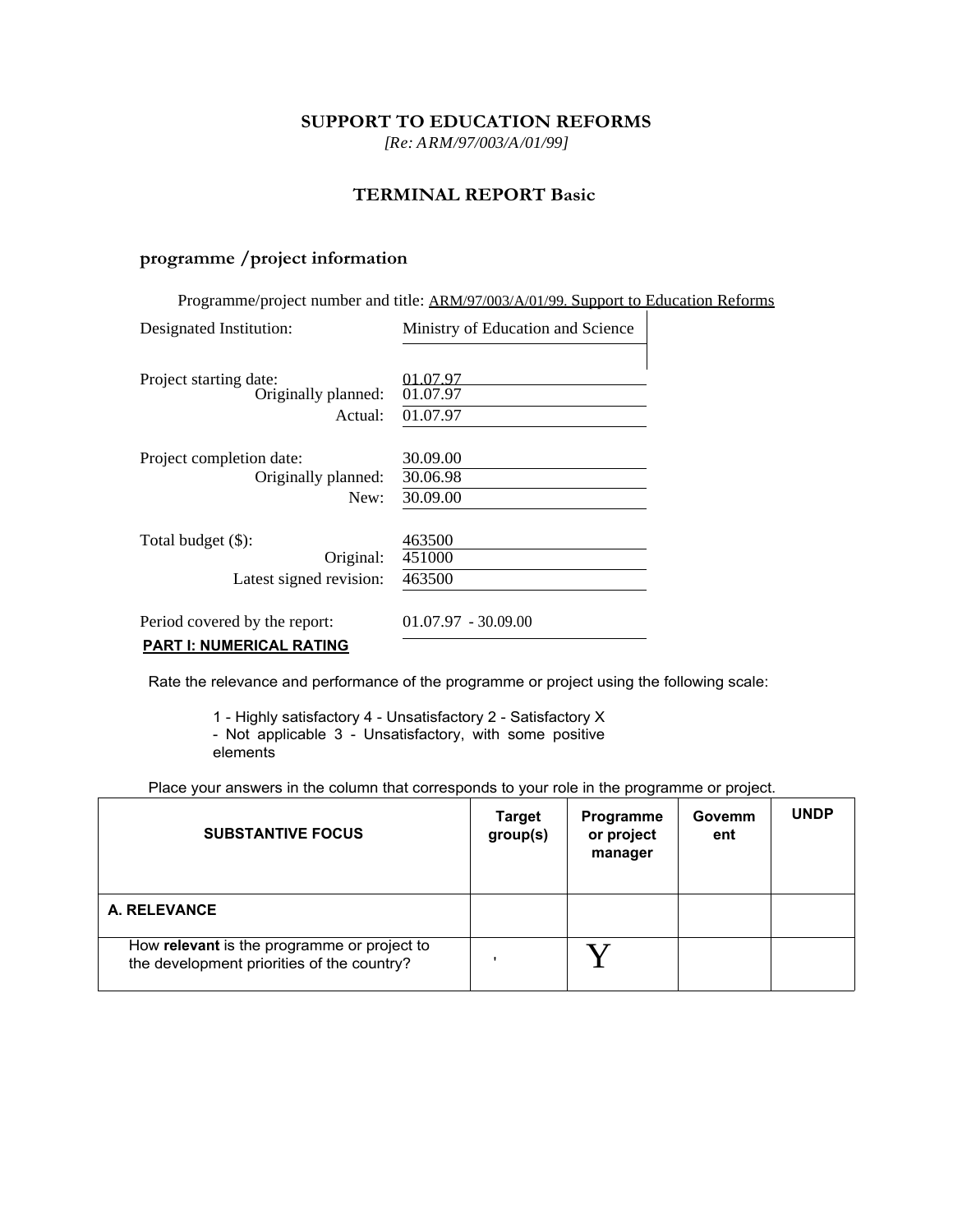# SUPPORT TO EDUCATION REFORMS

*[Re: ARM/97/003/A/01/99]*

## TERMINAL REPORT Basic

### programme /project information

Programme/project number and title: ARM/97/003/A/01/99. Support to Education Reforms

| | |
|---|---|
| Designated Institution: | Ministry of Education and Science |
| Project starting date: | 01.07.97 |
| Originally planned: | 01.07.97 |
| Actual: | 01.07.97 |
| Project completion date: | 30.09.00 |
| Originally planned: | 30.06.98 |
| New: | 30.09.00 |
| Total budget ($): | 463500 |
| Original: | 451000 |
| Latest signed revision: | 463500 |
| Period covered by the report: | 01.07.97 - 30.09.00 |

**PART I: NUMERICAL RATING**

Rate the relevance and performance of the programme or project using the following scale:

1 - Highly satisfactory 4 - Unsatisfactory 2 - Satisfactory X - Not applicable 3 - Unsatisfactory, with some positive elements

Place your answers in the column that corresponds to your role in the programme or project.

| SUBSTANTIVE FOCUS | Target group(s) | Programme or project manager | Govemm ent | UNDP |
|---|---|---|---|---|
| **A. RELEVANCE** | | | | |
| How **relevant** is the programme or project to the development priorities of the country? | ' | Y | | |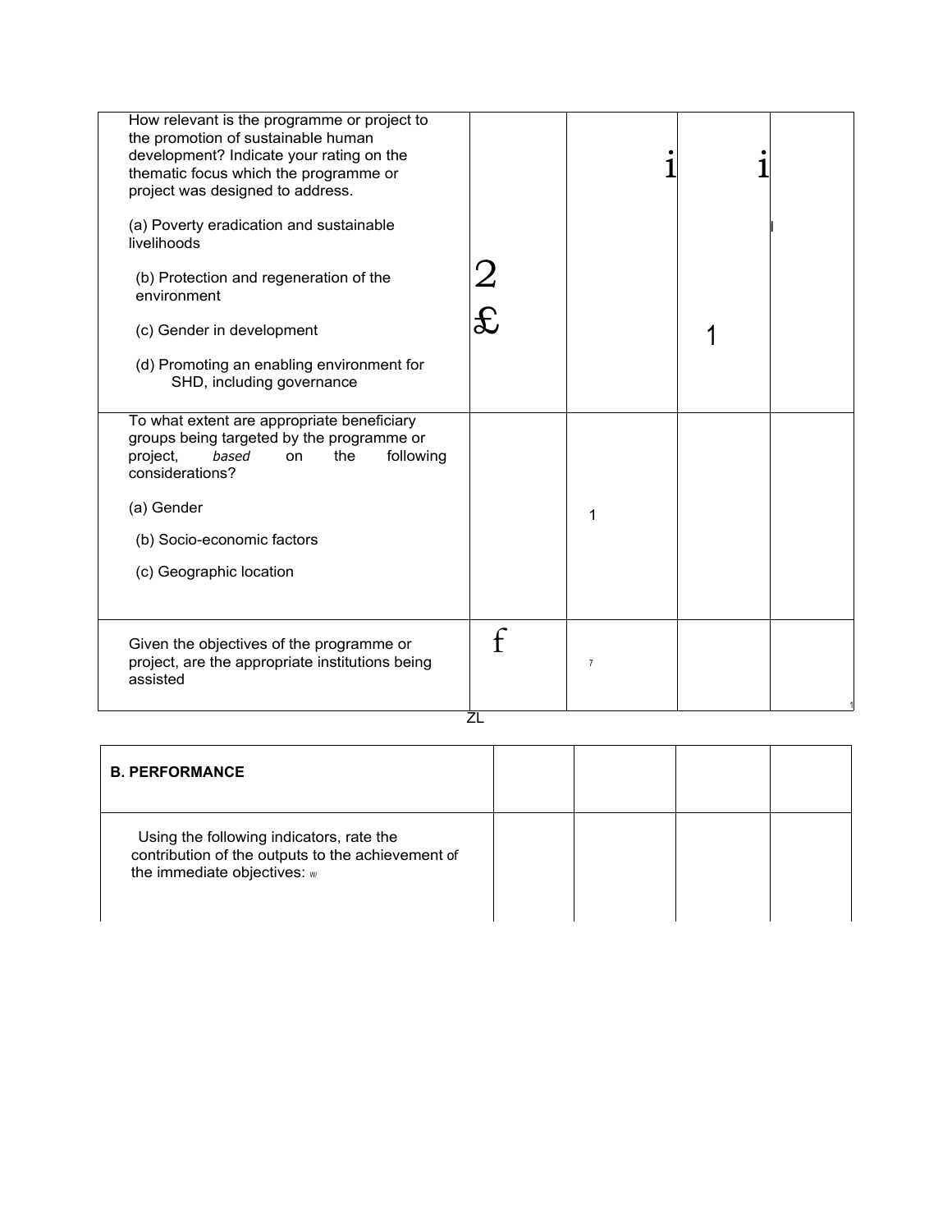| | | | | |
|---|---|---|---|---|
| How relevant is the programme or project to the promotion of sustainable human development? Indicate your rating on the thematic focus which the programme or project was designed to address.<br><br>(a) Poverty eradication and sustainable livelihoods<br><br>(b) Protection and regeneration of the environment<br><br>(c) Gender in development<br><br>(d) Promoting an enabling environment for SHD, including governance | 2<br>£ | i | i<br><br>1 | I |
| To what extent are appropriate beneficiary groups being targeted by the programme or project, *based* on the following considerations?<br><br>(a) Gender<br><br>(b) Socio-economic factors<br><br>(c) Geographic location | | 1 | | |
| Given the objectives of the programme or project, are the appropriate institutions being assisted | f | 7 | | 1 |

ZL

| **B. PERFORMANCE** | | | | |
|---|---|---|---|---|
| Using the following indicators, rate the contribution of the outputs to the achievement of the immediate objectives: W | | | | |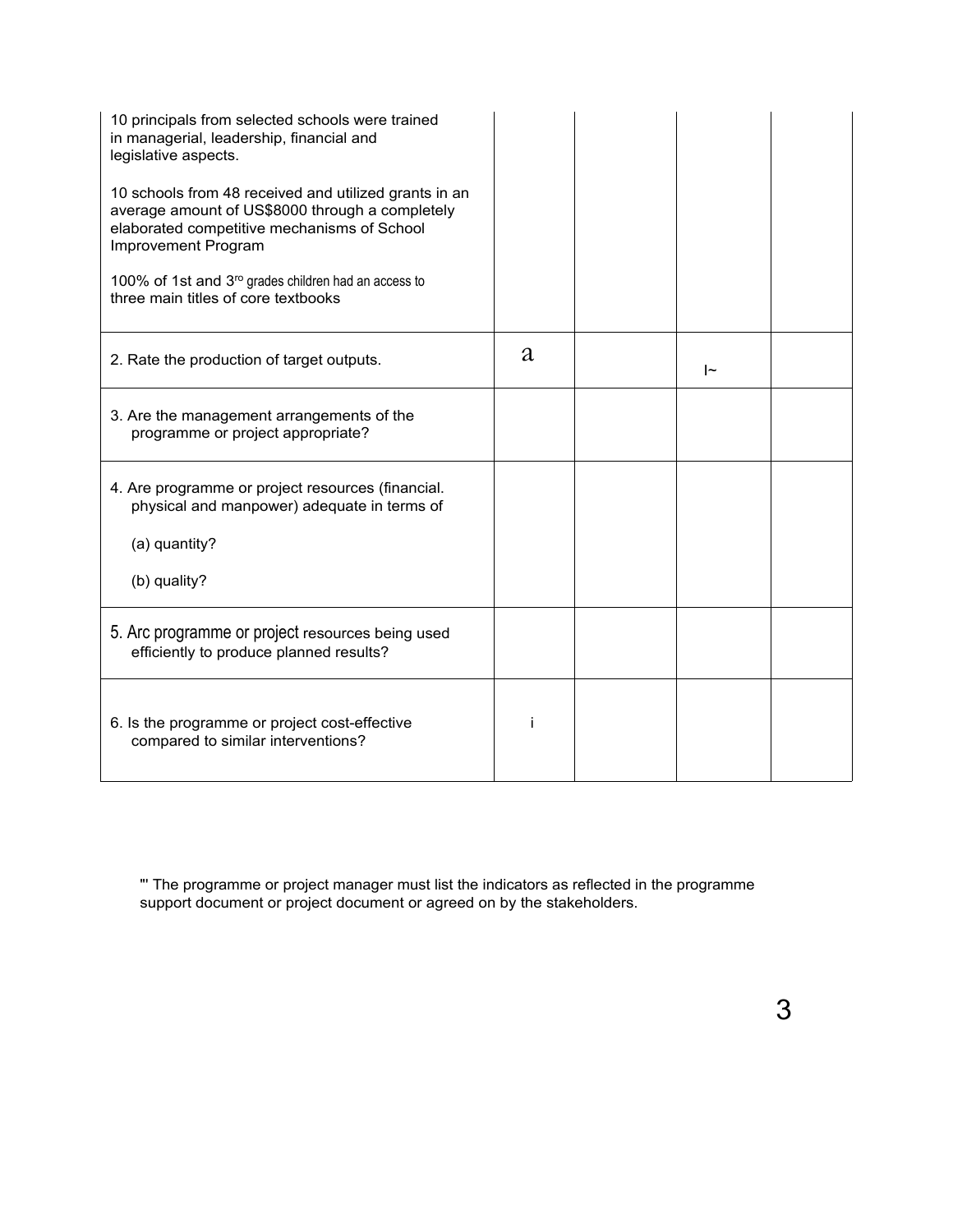| | | | | |
|---|---|---|---|---|
| 10 principals from selected schools were trained in managerial, leadership, financial and legislative aspects.<br><br>10 schools from 48 received and utilized grants in an average amount of US$8000 through a completely elaborated competitive mechanisms of School Improvement Program<br><br>100% of 1st and 3rd grades children had an access to three main titles of core textbooks | | | | |
| 2. Rate the production of target outputs. | a | | I~ | |
| 3. Are the management arrangements of the programme or project appropriate? | | | | |
| 4. Are programme or project resources (financial. physical and manpower) adequate in terms of<br><br>(a) quantity?<br><br>(b) quality? | | | | |
| 5. Arc programme or project resources being used efficiently to produce planned results? | | | | |
| 6. Is the programme or project cost-effective compared to similar interventions? | i | | | |

"' The programme or project manager must list the indicators as reflected in the programme support document or project document or agreed on by the stakeholders.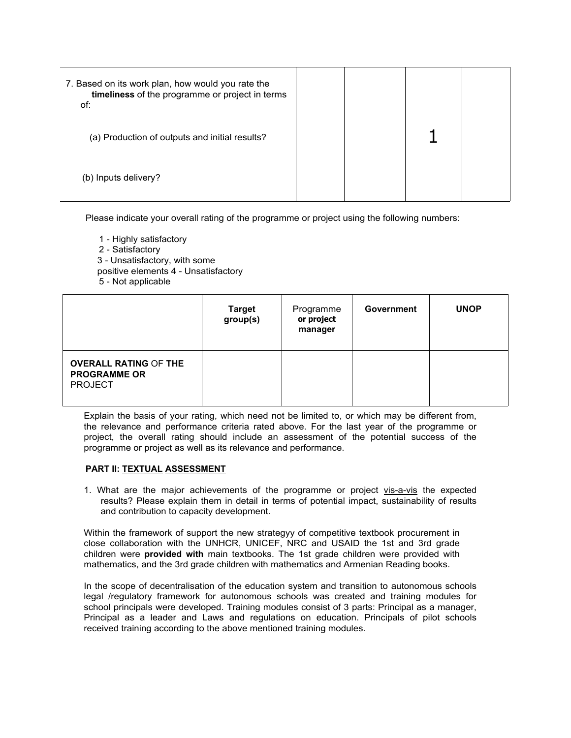| | | | | |
|---|---|---|---|---|
| 7. Based on its work plan, how would you rate the **timeliness** of the programme or project in terms of: | | | | |
| (a) Production of outputs and initial results? | | | 1 | |
| (b) Inputs delivery? | | | | |

Please indicate your overall rating of the programme or project using the following numbers:

1 - Highly satisfactory
2 - Satisfactory
3 - Unsatisfactory, with some positive elements 4 - Unsatisfactory
5 - Not applicable

| | **Target group(s)** | Programme **or project manager** | **Government** | **UNOP** |
|---|---|---|---|---|
| **OVERALL RATING** OF **THE PROGRAMME OR** PROJECT | | | | |

Explain the basis of your rating, which need not be limited to, or which may be different from, the relevance and performance criteria rated above. For the last year of the programme or project, the overall rating should include an assessment of the potential success of the programme or project as well as its relevance and performance.

**PART II: TEXTUAL ASSESSMENT**

1. What are the major achievements of the programme or project vis-a-vis the expected results? Please explain them in detail in terms of potential impact, sustainability of results and contribution to capacity development.

Within the framework of support the new strategyy of competitive textbook procurement in close collaboration with the UNHCR, UNICEF, NRC and USAID the 1st and 3rd grade children were **provided with** main textbooks. The 1st grade children were provided with mathematics, and the 3rd grade children with mathematics and Armenian Reading books.

In the scope of decentralisation of the education system and transition to autonomous schools legal /regulatory framework for autonomous schools was created and training modules for school principals were developed. Training modules consist of 3 parts: Principal as a manager, Principal as a leader and Laws and regulations on education. Principals of pilot schools received training according to the above mentioned training modules.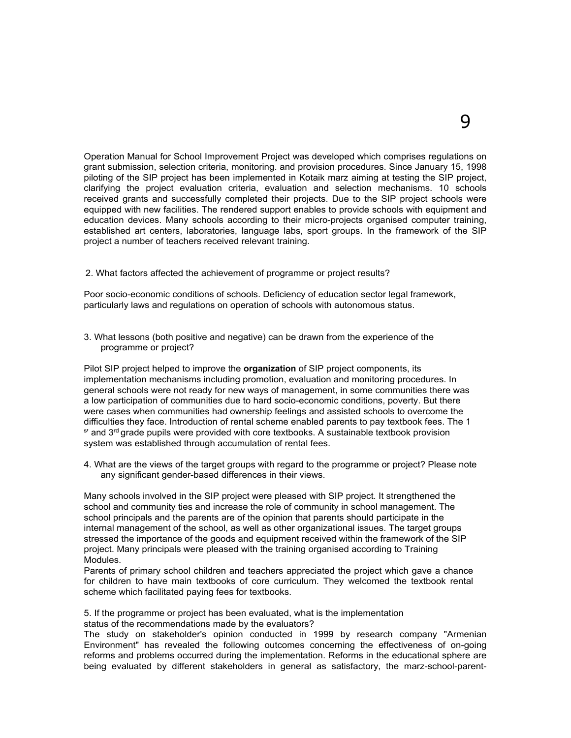Operation Manual for School Improvement Project was developed which comprises regulations on grant submission, selection criteria, monitoring. and provision procedures. Since January 15, 1998 piloting of the SIP project has been implemented in Kotaik marz aiming at testing the SIP project, clarifying the project evaluation criteria, evaluation and selection mechanisms. 10 schools received grants and successfully completed their projects. Due to the SIP project schools were equipped with new facilities. The rendered support enables to provide schools with equipment and education devices. Many schools according to their micro-projects organised computer training, established art centers, laboratories, language labs, sport groups. In the framework of the SIP project a number of teachers received relevant training.

2. What factors affected the achievement of programme or project results?

Poor socio-economic conditions of schools. Deficiency of education sector legal framework, particularly laws and regulations on operation of schools with autonomous status.

3. What lessons (both positive and negative) can be drawn from the experience of the programme or project?

Pilot SIP project helped to improve the **organization** of SIP project components, its implementation mechanisms including promotion, evaluation and monitoring procedures. In general schools were not ready for new ways of management, in some communities there was a low participation of communities due to hard socio-economic conditions, poverty. But there were cases when communities had ownership feelings and assisted schools to overcome the difficulties they face. Introduction of rental scheme enabled parents to pay textbook fees. The 1st and 3rd grade pupils were provided with core textbooks. A sustainable textbook provision system was established through accumulation of rental fees.

4. What are the views of the target groups with regard to the programme or project? Please note any significant gender-based differences in their views.

Many schools involved in the SIP project were pleased with SIP project. It strengthened the school and community ties and increase the role of community in school management. The school principals and the parents are of the opinion that parents should participate in the internal management of the school, as well as other organizational issues. The target groups stressed the importance of the goods and equipment received within the framework of the SIP project. Many principals were pleased with the training organised according to Training Modules.

Parents of primary school children and teachers appreciated the project which gave a chance for children to have main textbooks of core curriculum. They welcomed the textbook rental scheme which facilitated paying fees for textbooks.

5. If the programme or project has been evaluated, what is the implementation status of the recommendations made by the evaluators?

The study on stakeholder's opinion conducted in 1999 by research company "Armenian Environment" has revealed the following outcomes concerning the effectiveness of on-going reforms and problems occurred during the implementation. Reforms in the educational sphere are being evaluated by different stakeholders in general as satisfactory, the marz-school-parent-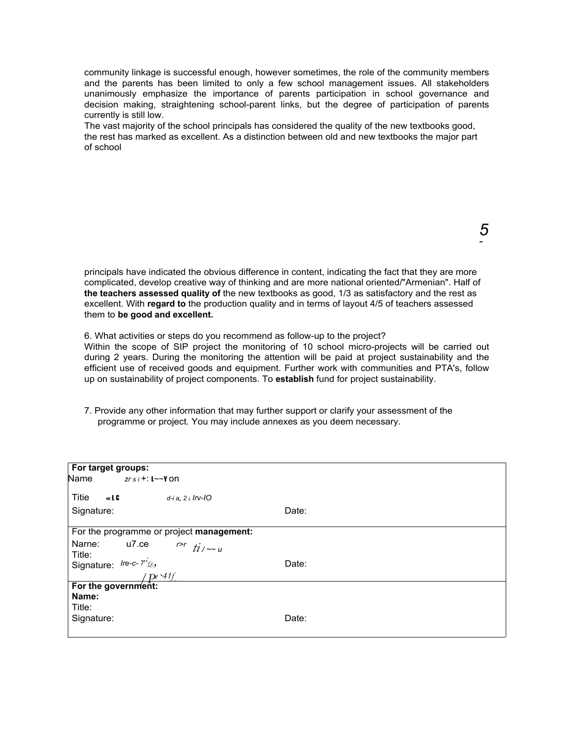community linkage is successful enough, however sometimes, the role of the community members and the parents has been limited to only a few school management issues. All stakeholders unanimously emphasize the importance of parents participation in school governance and decision making, straightening school-parent links, but the degree of participation of parents currently is still low.

The vast majority of the school principals has considered the quality of the new textbooks good, the rest has marked as excellent. As a distinction between old and new textbooks the major part of school principals have indicated the obvious difference in content, indicating the fact that they are more complicated, develop creative way of thinking and are more national oriented/"Armenian". Half of **the teachers assessed quality of** the new textbooks as good, 1/3 as satisfactory and the rest as excellent. With **regard to** the production quality and in terms of layout 4/5 of teachers assessed them to **be good and excellent.**

6. What activities or steps do you recommend as follow-up to the project?

Within the scope of SIP project the monitoring of 10 school micro-projects will be carried out during 2 years. During the monitoring the attention will be paid at project sustainability and the efficient use of received goods and equipment. Further work with communities and PTA's, follow up on sustainability of project components. To **establish** fund for project sustainability.

7. Provide any other information that may further support or clarify your assessment of the programme or project. You may include annexes as you deem necessary.

| | |
|---|---|
| **For target groups:** | |
| Name zr s i +: L~~Y on | |
| Titie «LC d-i a, 2 L Irv-IO | |
| Signature: | Date: |
| For the programme or project **management:** | |
| Narne: u7.ce r>r ti / ~~ u | |
| Title: | |
| Signature: Ire-c- 7'Q, / Pe 41f | Date: |
| **For the government:** | |
| **Name:** | |
| Title: | |
| Signature: | Date: |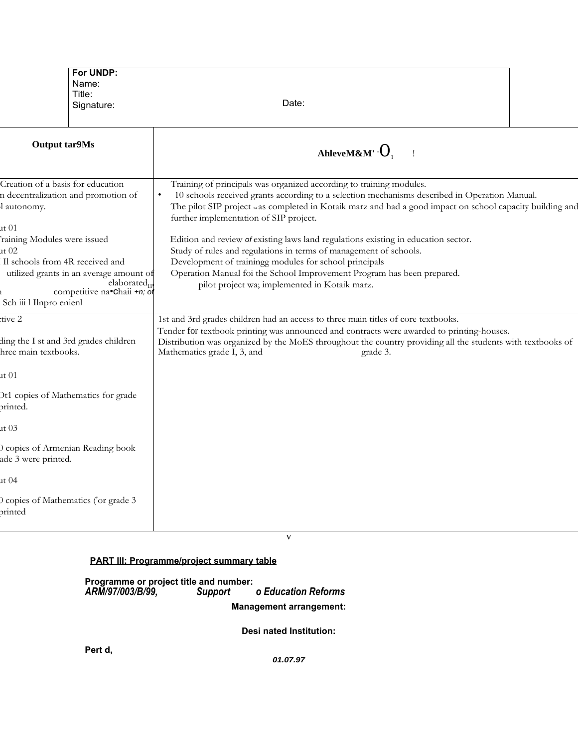| |
|---|
| **For UNDP:**<br>Name:<br>Title:<br>Signature: Date: |

| Output tar9Ms | AhleveM&M' $O_1$ ! |
|---|---|
| Creation of a basis for education n decentralization and promotion of l autonomy.<br><br>ut 01<br>Training Modules were issued<br>ut 02<br>Il schools from 4R received and utilized grants in an average amount of elaborated competitive na•Chaii +n; of Sch iii l Ilnpro enienl | Training of principals was organized according to training modules.<br>• 10 schools received grants according to a selection mechanisms described in Operation Manual.<br>The pilot SIP project was completed in Kotaik marz and had a good impact on school capacity building and further implementation of SIP project.<br><br>Edition and review of existing laws land regulations existing in education sector.<br>Study of rules and regulations in terms of management of schools.<br>Development of trainingg modules for school principals<br>Operation Manual foi the School Improvement Program has been prepared.<br>pilot project wa; implemented in Kotaik marz. |
| tive 2<br><br>ding the I st and 3rd grades children hree main textbooks.<br><br>ut 01<br><br>Dt1 copies of Mathematics for grade printed.<br><br>ut 03<br><br>0 copies of Armenian Reading book ade 3 were printed.<br><br>ut 04<br><br>0 copies of Mathematics ('or grade 3 printed | 1st and 3rd grades children had an access to three main titles of core textbooks.<br>Tender for textbook printing was announced and contracts were awarded to printing-houses.<br>Distribution was organized by the MoES throughout the country providing all the students with textbooks of Mathematics grade I, 3, and grade 3. |

v

**PART III: Programme/project summary table**

**Programme or project title and number:**
***ARM/97/003/B/99, Support o Education Reforms***

**Management arrangement:**

**Desi nated Institution:**

**Pert d,**

***01.07.97***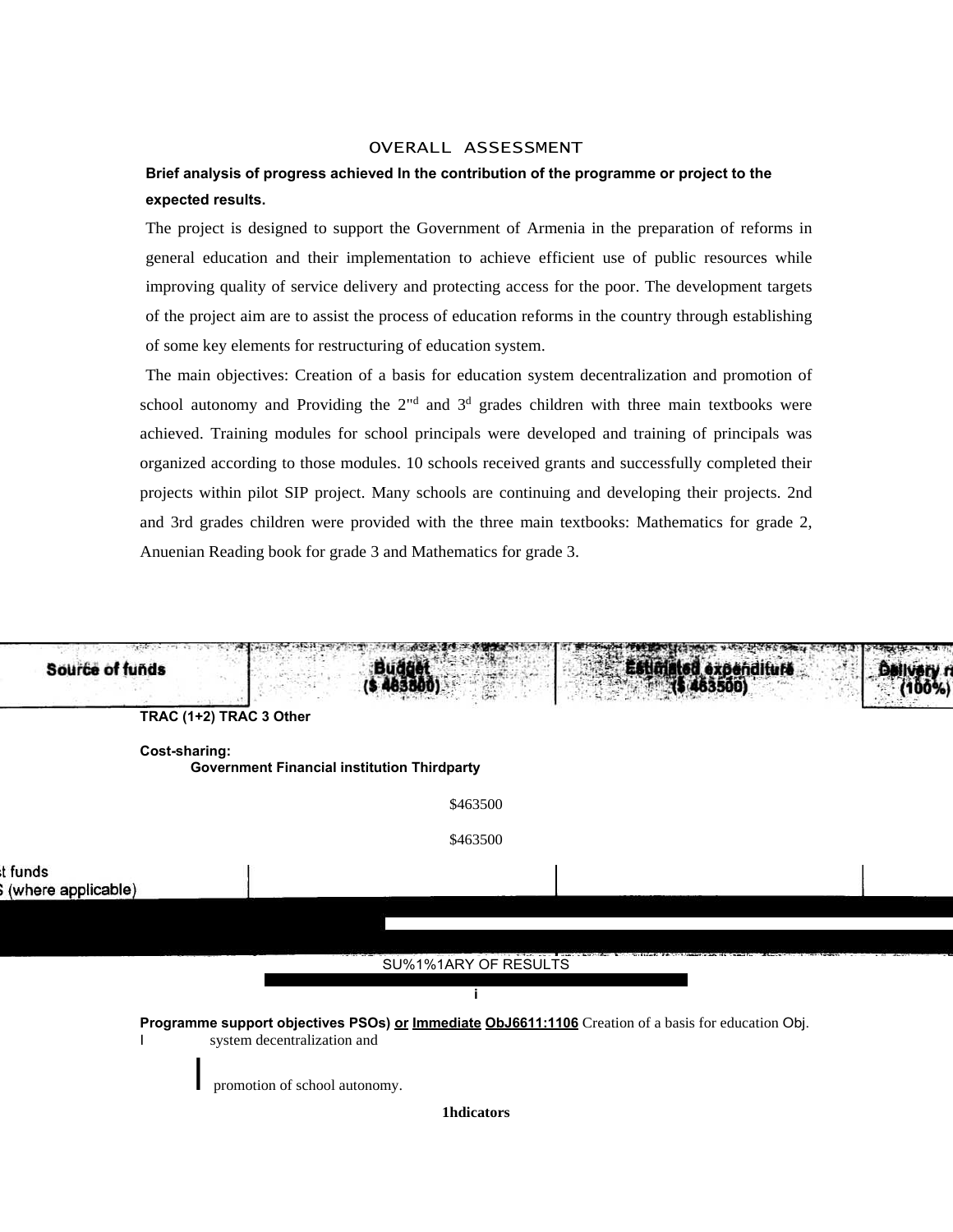# OVERALL ASSESSMENT

**Brief analysis of progress achieved In the contribution of the programme or project to the expected results.**

The project is designed to support the Government of Armenia in the preparation of reforms in general education and their implementation to achieve efficient use of public resources while improving quality of service delivery and protecting access for the poor. The development targets of the project aim are to assist the process of education reforms in the country through establishing of some key elements for restructuring of education system.

The main objectives: Creation of a basis for education system decentralization and promotion of school autonomy and Providing the 2"d and 3d grades children with three main textbooks were achieved. Training modules for school principals were developed and training of principals was organized according to those modules. 10 schools received grants and successfully completed their projects within pilot SIP project. Many schools are continuing and developing their projects. 2nd and 3rd grades children were provided with the three main textbooks: Mathematics for grade 2, Anuenian Reading book for grade 3 and Mathematics for grade 3.

| Source of funds | Budget ($ 463500) | Estimated expenditure ($ 463500) | Delivery r (100%) |
|---|---|---|---|
| TRAC (1+2) TRAC 3 Other | | | |
| Cost-sharing: Government Financial institution Thirdparty | | | |
| | $463500 | | |
| | $463500 | | |
| t funds S (where applicable) | | | |

SU%1%1ARY OF RESULTS

i

**Programme support objectives PSOs) or Immediate ObJ6611:1106** Creation of a basis for education Obj. I system decentralization and promotion of school autonomy.

**1hdicators**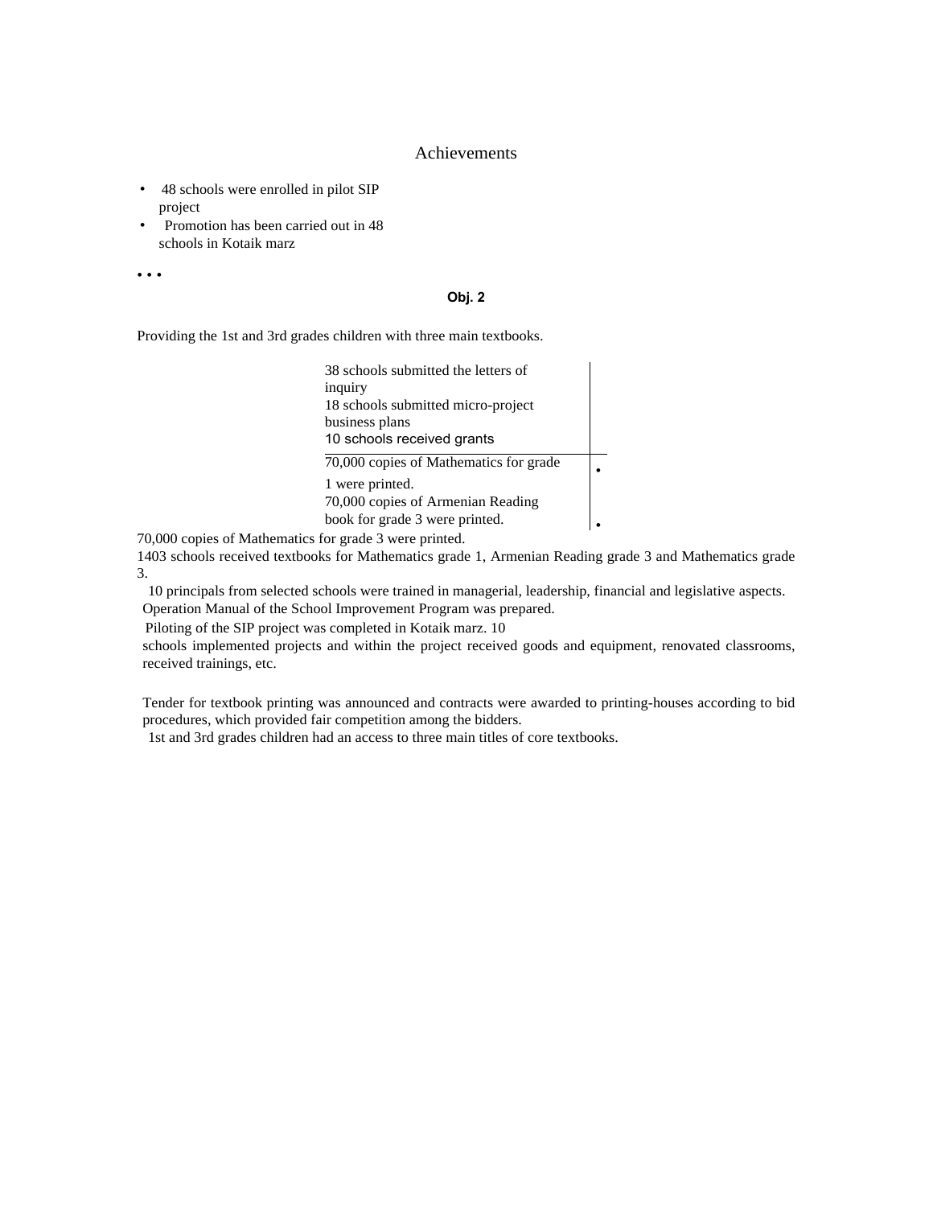## Achievements

- 48 schools were enrolled in pilot SIP project
- Promotion has been carried out in 48 schools in Kotaik marz

• • •

**Obj. 2**

Providing the 1st and 3rd grades children with three main textbooks.

38 schools submitted the letters of inquiry
18 schools submitted micro-project business plans
10 schools received grants

- 70,000 copies of Mathematics for grade 1 were printed.
- 70,000 copies of Armenian Reading book for grade 3 were printed.

70,000 copies of Mathematics for grade 3 were printed.
1403 schools received textbooks for Mathematics grade 1, Armenian Reading grade 3 and Mathematics grade 3.

10 principals from selected schools were trained in managerial, leadership, financial and legislative aspects.
Operation Manual of the School Improvement Program was prepared.
Piloting of the SIP project was completed in Kotaik marz. 10 schools implemented projects and within the project received goods and equipment, renovated classrooms, received trainings, etc.

Tender for textbook printing was announced and contracts were awarded to printing-houses according to bid procedures, which provided fair competition among the bidders.
1st and 3rd grades children had an access to three main titles of core textbooks.